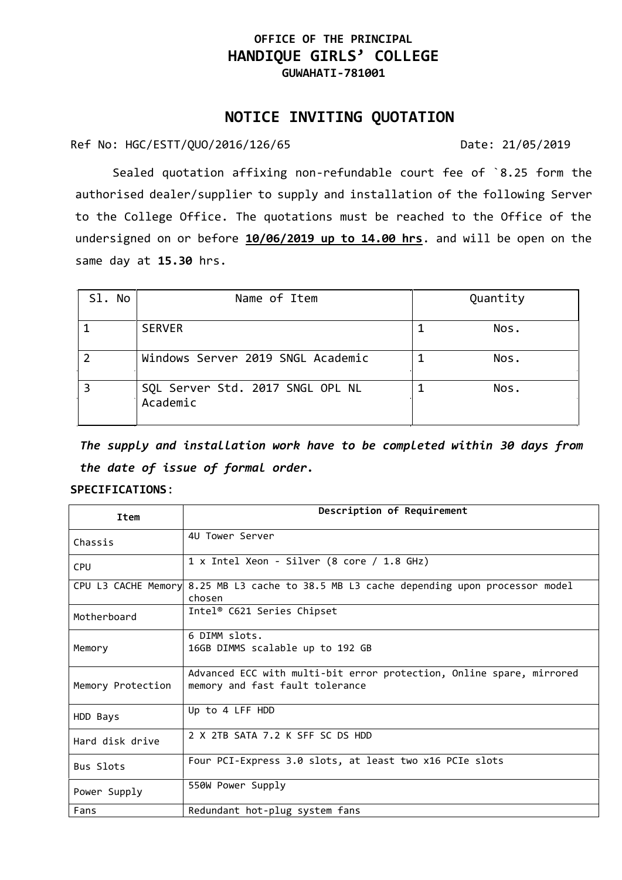**OFFICE OF THE PRINCIPAL**

# HANDIQUE GIRLS' COLLEGE

**GUWAHATI-781001**

## NOTICE INVITING QUOTATION

Ref No: HGC/ESTT/QUO/2016/126/65 Date: 21/05/2019

Sealed quotation affixing non-refundable court fee of `8.25 form the authorised dealer/supplier to supply and installation of the following Server to the College Office. The quotations must be reached to the Office of the undersigned on or before **10/06/2019 up to 14.00 hrs**. and will be open on the same day at **15.30** hrs.

| Sl. No | Name of Item | Quantity |
|---|---|---|
| 1 | SERVER | 1 Nos. |
| 2 | Windows Server 2019 SNGL Academic | 1 Nos. |
| 3 | SQL Server Std. 2017 SNGL OPL NL Academic | 1 Nos. |

***The supply and installation work have to be completed within 30 days from the date of issue of formal order.***

**SPECIFICATIONS**:

| Item | Description of Requirement |
|---|---|
| Chassis | 4U Tower Server |
| CPU | 1 x Intel Xeon - Silver (8 core / 1.8 GHz) |
| CPU L3 CACHE Memory | 8.25 MB L3 cache to 38.5 MB L3 cache depending upon processor model chosen |
| Motherboard | Intel® C621 Series Chipset |
| Memory | 6 DIMM slots.<br>16GB DIMMS scalable up to 192 GB |
| Memory Protection | Advanced ECC with multi-bit error protection, Online spare, mirrored memory and fast fault tolerance |
| HDD Bays | Up to 4 LFF HDD |
| Hard disk drive | 2 X 2TB SATA 7.2 K SFF SC DS HDD |
| Bus Slots | Four PCI-Express 3.0 slots, at least two x16 PCIe slots |
| Power Supply | 550W Power Supply |
| Fans | Redundant hot-plug system fans |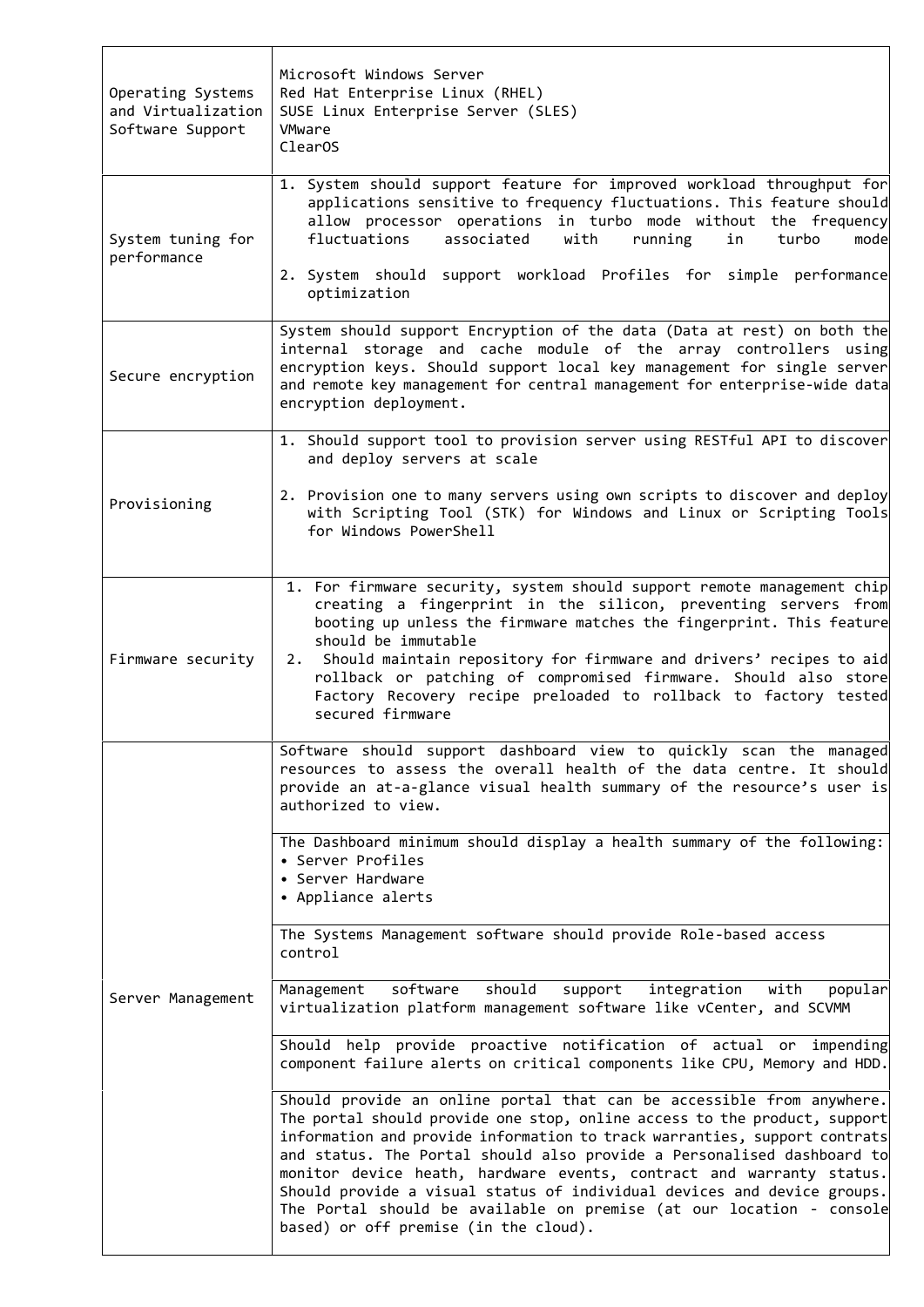| | |
|---|---|
| Operating Systems and Virtualization Software Support | Microsoft Windows Server<br>Red Hat Enterprise Linux (RHEL)<br>SUSE Linux Enterprise Server (SLES)<br>VMware<br>ClearOS |
| System tuning for performance | 1. System should support feature for improved workload throughput for applications sensitive to frequency fluctuations. This feature should allow processor operations in turbo mode without the frequency fluctuations associated with running in turbo mode<br><br>2. System should support workload Profiles for simple performance optimization |
| Secure encryption | System should support Encryption of the data (Data at rest) on both the internal storage and cache module of the array controllers using encryption keys. Should support local key management for single server and remote key management for central management for enterprise-wide data encryption deployment. |
| Provisioning | 1. Should support tool to provision server using RESTful API to discover and deploy servers at scale<br><br>2. Provision one to many servers using own scripts to discover and deploy with Scripting Tool (STK) for Windows and Linux or Scripting Tools for Windows PowerShell |
| Firmware security | 1. For firmware security, system should support remote management chip creating a fingerprint in the silicon, preventing servers from booting up unless the firmware matches the fingerprint. This feature should be immutable<br>2. Should maintain repository for firmware and drivers' recipes to aid rollback or patching of compromised firmware. Should also store Factory Recovery recipe preloaded to rollback to factory tested secured firmware |
| Server Management | Software should support dashboard view to quickly scan the managed resources to assess the overall health of the data centre. It should provide an at-a-glance visual health summary of the resource's user is authorized to view. |
| | The Dashboard minimum should display a health summary of the following:<br>• Server Profiles<br>• Server Hardware<br>• Appliance alerts |
| | The Systems Management software should provide Role-based access control |
| | Management software should support integration with popular virtualization platform management software like vCenter, and SCVMM |
| | Should help provide proactive notification of actual or impending component failure alerts on critical components like CPU, Memory and HDD. |
| | Should provide an online portal that can be accessible from anywhere. The portal should provide one stop, online access to the product, support information and provide information to track warranties, support contrats and status. The Portal should also provide a Personalised dashboard to monitor device heath, hardware events, contract and warranty status. Should provide a visual status of individual devices and device groups. The Portal should be available on premise (at our location - console based) or off premise (in the cloud). |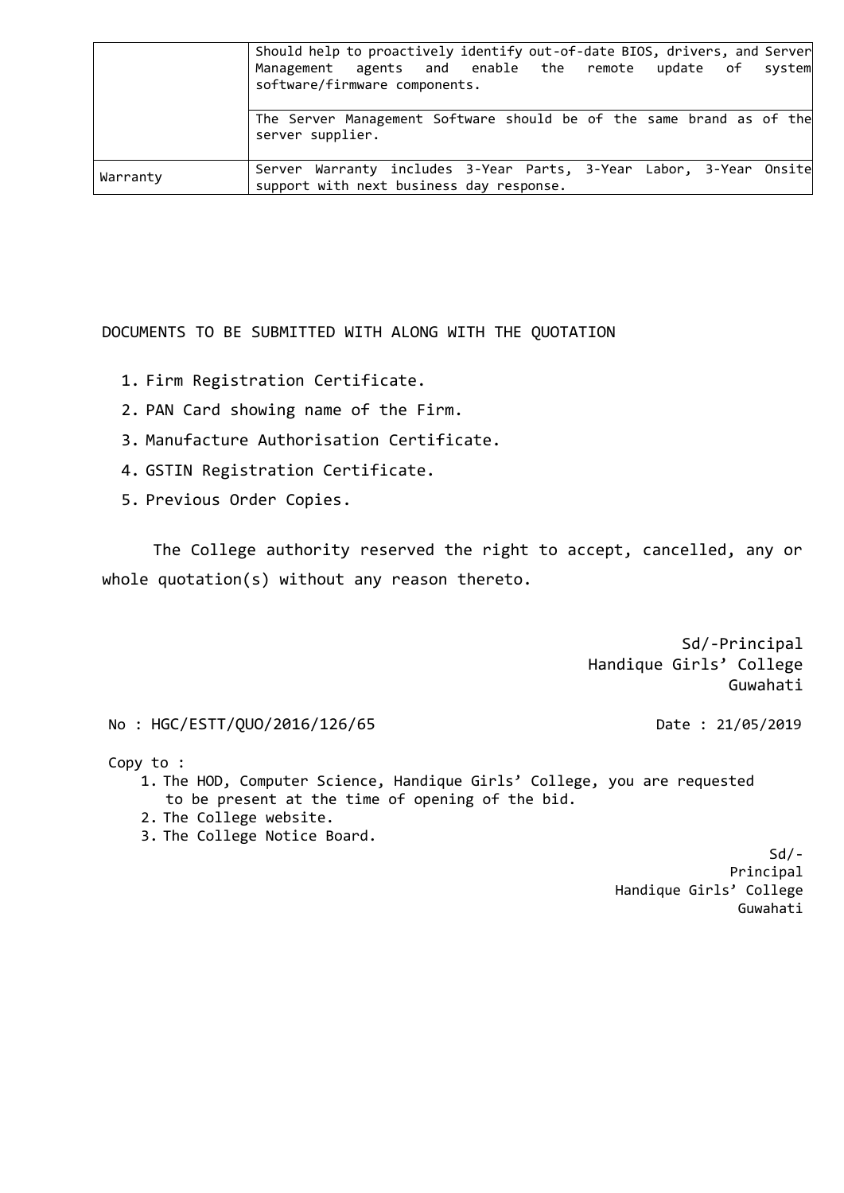| | |
|---|---|
| | Should help to proactively identify out-of-date BIOS, drivers, and Server Management agents and enable the remote update of system software/firmware components.<br><br>The Server Management Software should be of the same brand as of the server supplier. |
| Warranty | Server Warranty includes 3-Year Parts, 3-Year Labor, 3-Year Onsite support with next business day response. |

DOCUMENTS TO BE SUBMITTED WITH ALONG WITH THE QUOTATION

1. Firm Registration Certificate.
2. PAN Card showing name of the Firm.
3. Manufacture Authorisation Certificate.
4. GSTIN Registration Certificate.
5. Previous Order Copies.

The College authority reserved the right to accept, cancelled, any or whole quotation(s) without any reason thereto.

Sd/-Principal
Handique Girls' College
Guwahati

No : HGC/ESTT/QUO/2016/126/65

Date : 21/05/2019

Copy to :

1. The HOD, Computer Science, Handique Girls' College, you are requested to be present at the time of opening of the bid.
2. The College website.
3. The College Notice Board.

Sd/-
Principal
Handique Girls' College
Guwahati